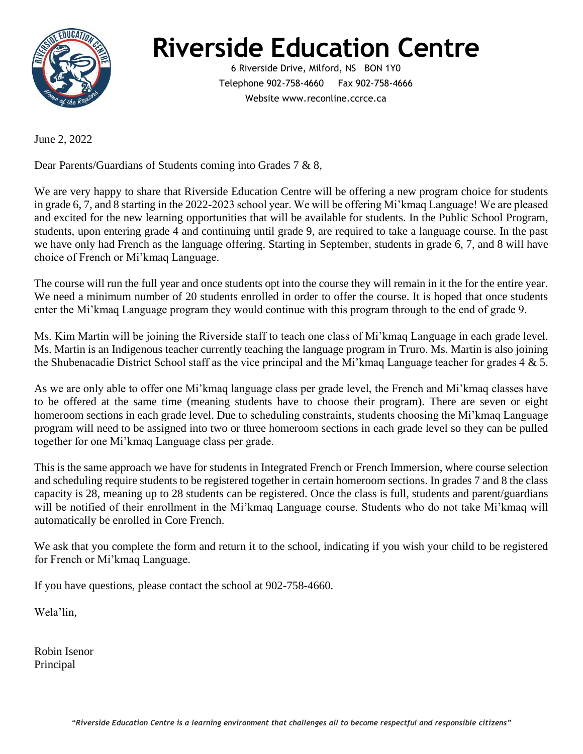# Riverside Education Centre

6 Riverside Drive, Milford, NS B0N 1Y0
Telephone 902-758-4660 Fax 902-758-4666
Website www.reconline.ccrce.ca

June 2, 2022

Dear Parents/Guardians of Students coming into Grades 7 & 8,

We are very happy to share that Riverside Education Centre will be offering a new program choice for students in grade 6, 7, and 8 starting in the 2022-2023 school year. We will be offering Mi'kmaq Language! We are pleased and excited for the new learning opportunities that will be available for students. In the Public School Program, students, upon entering grade 4 and continuing until grade 9, are required to take a language course. In the past we have only had French as the language offering. Starting in September, students in grade 6, 7, and 8 will have choice of French or Mi'kmaq Language.

The course will run the full year and once students opt into the course they will remain in it the for the entire year. We need a minimum number of 20 students enrolled in order to offer the course. It is hoped that once students enter the Mi'kmaq Language program they would continue with this program through to the end of grade 9.

Ms. Kim Martin will be joining the Riverside staff to teach one class of Mi'kmaq Language in each grade level. Ms. Martin is an Indigenous teacher currently teaching the language program in Truro. Ms. Martin is also joining the Shubenacadie District School staff as the vice principal and the Mi'kmaq Language teacher for grades 4 & 5.

As we are only able to offer one Mi'kmaq language class per grade level, the French and Mi'kmaq classes have to be offered at the same time (meaning students have to choose their program). There are seven or eight homeroom sections in each grade level. Due to scheduling constraints, students choosing the Mi'kmaq Language program will need to be assigned into two or three homeroom sections in each grade level so they can be pulled together for one Mi'kmaq Language class per grade.

This is the same approach we have for students in Integrated French or French Immersion, where course selection and scheduling require students to be registered together in certain homeroom sections. In grades 7 and 8 the class capacity is 28, meaning up to 28 students can be registered. Once the class is full, students and parent/guardians will be notified of their enrollment in the Mi'kmaq Language course. Students who do not take Mi'kmaq will automatically be enrolled in Core French.

We ask that you complete the form and return it to the school, indicating if you wish your child to be registered for French or Mi'kmaq Language.

If you have questions, please contact the school at 902-758-4660.

Wela'lin,

Robin Isenor
Principal

*"Riverside Education Centre is a learning environment that challenges all to become respectful and responsible citizens"*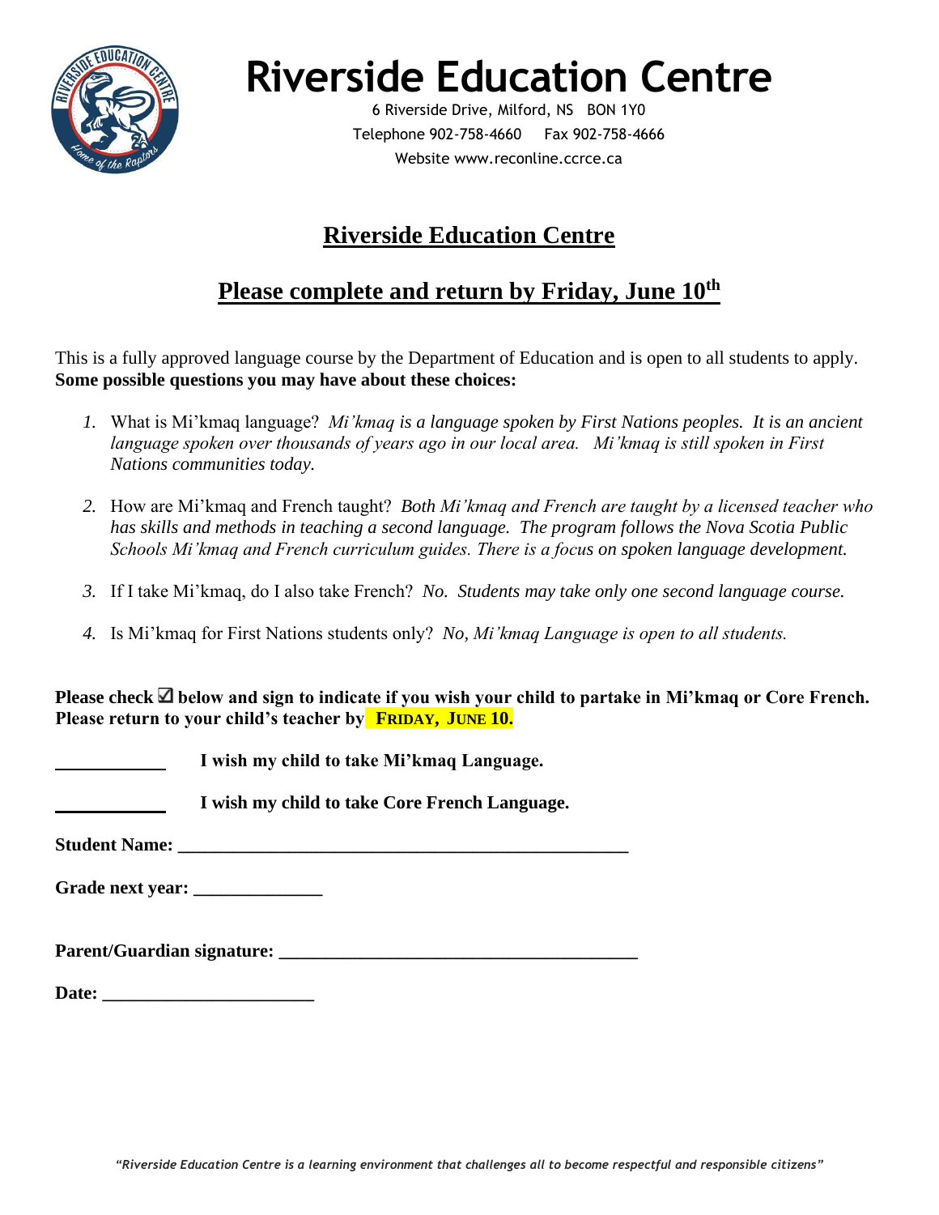# Riverside Education Centre

6 Riverside Drive, Milford, NS  B0N 1Y0
Telephone 902-758-4660  Fax 902-758-4666
Website www.reconline.ccrce.ca

## Riverside Education Centre

## Please complete and return by Friday, June 10th

This is a fully approved language course by the Department of Education and is open to all students to apply.
**Some possible questions you may have about these choices:**

1. What is Mi'kmaq language? *Mi'kmaq is a language spoken by First Nations peoples. It is an ancient language spoken over thousands of years ago in our local area. Mi'kmaq is still spoken in First Nations communities today.*

2. How are Mi'kmaq and French taught? *Both Mi'kmaq and French are taught by a licensed teacher who has skills and methods in teaching a second language. The program follows the Nova Scotia Public Schools Mi'kmaq and French curriculum guides. There is a focus on spoken language development.*

3. If I take Mi'kmaq, do I also take French? *No. Students may take only one second language course.*

4. Is Mi'kmaq for First Nations students only? *No, Mi'kmaq Language is open to all students.*

**Please check ☑ below and sign to indicate if you wish your child to partake in Mi'kmaq or Core French. Please return to your child's teacher by FRIDAY, JUNE 10.**

___________ **I wish my child to take Mi'kmaq Language.**

___________ **I wish my child to take Core French Language.**

**Student Name:** ______________________________________________

**Grade next year:** ______________

**Parent/Guardian signature:** ______________________________________

**Date:** _______________________

*"Riverside Education Centre is a learning environment that challenges all to become respectful and responsible citizens"*